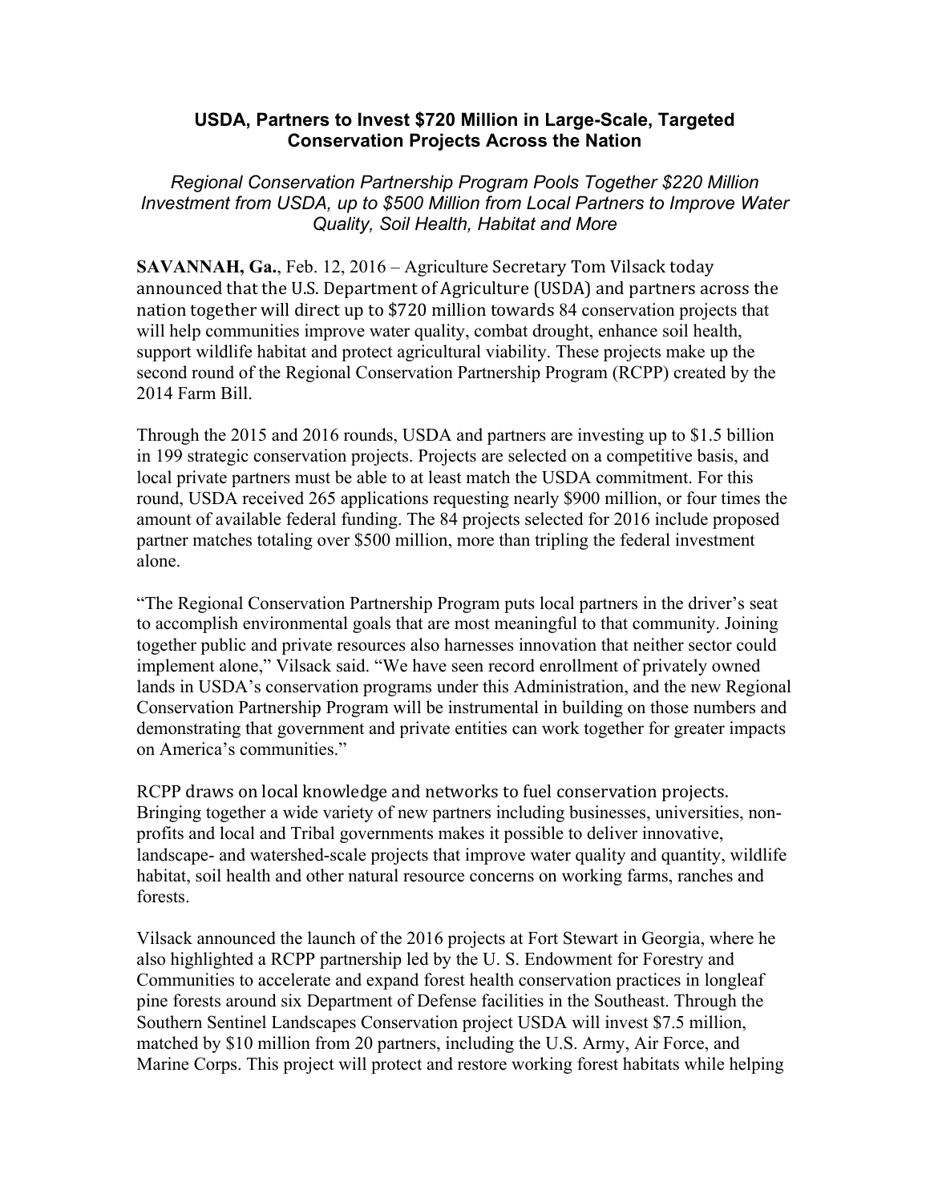# USDA, Partners to Invest $720 Million in Large-Scale, Targeted Conservation Projects Across the Nation

*Regional Conservation Partnership Program Pools Together $220 Million Investment from USDA, up to $500 Million from Local Partners to Improve Water Quality, Soil Health, Habitat and More*

**SAVANNAH, Ga.**, Feb. 12, 2016 – Agriculture Secretary Tom Vilsack today announced that the U.S. Department of Agriculture (USDA) and partners across the nation together will direct up to $720 million towards 84 conservation projects that will help communities improve water quality, combat drought, enhance soil health, support wildlife habitat and protect agricultural viability. These projects make up the second round of the Regional Conservation Partnership Program (RCPP) created by the 2014 Farm Bill.

Through the 2015 and 2016 rounds, USDA and partners are investing up to $1.5 billion in 199 strategic conservation projects. Projects are selected on a competitive basis, and local private partners must be able to at least match the USDA commitment. For this round, USDA received 265 applications requesting nearly $900 million, or four times the amount of available federal funding. The 84 projects selected for 2016 include proposed partner matches totaling over $500 million, more than tripling the federal investment alone.

"The Regional Conservation Partnership Program puts local partners in the driver's seat to accomplish environmental goals that are most meaningful to that community. Joining together public and private resources also harnesses innovation that neither sector could implement alone," Vilsack said. "We have seen record enrollment of privately owned lands in USDA's conservation programs under this Administration, and the new Regional Conservation Partnership Program will be instrumental in building on those numbers and demonstrating that government and private entities can work together for greater impacts on America's communities."

RCPP draws on local knowledge and networks to fuel conservation projects. Bringing together a wide variety of new partners including businesses, universities, non-profits and local and Tribal governments makes it possible to deliver innovative, landscape- and watershed-scale projects that improve water quality and quantity, wildlife habitat, soil health and other natural resource concerns on working farms, ranches and forests.

Vilsack announced the launch of the 2016 projects at Fort Stewart in Georgia, where he also highlighted a RCPP partnership led by the U. S. Endowment for Forestry and Communities to accelerate and expand forest health conservation practices in longleaf pine forests around six Department of Defense facilities in the Southeast. Through the Southern Sentinel Landscapes Conservation project USDA will invest $7.5 million, matched by $10 million from 20 partners, including the U.S. Army, Air Force, and Marine Corps. This project will protect and restore working forest habitats while helping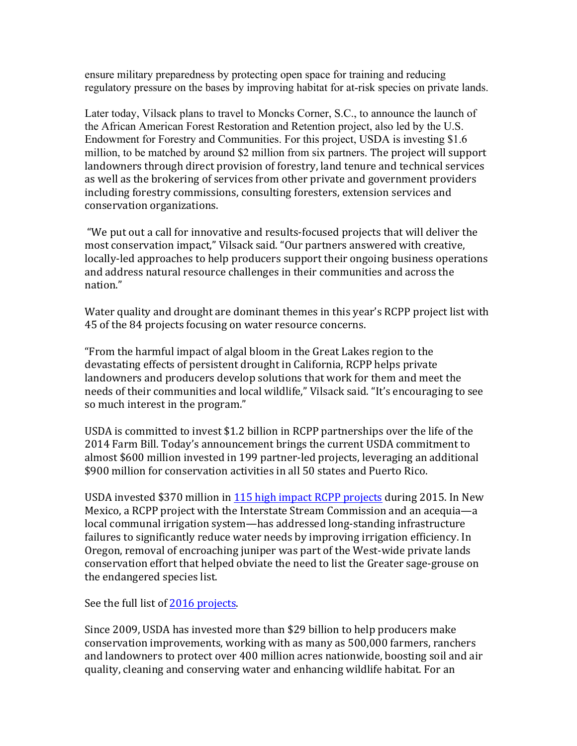ensure military preparedness by protecting open space for training and reducing regulatory pressure on the bases by improving habitat for at-risk species on private lands.

Later today, Vilsack plans to travel to Moncks Corner, S.C., to announce the launch of the African American Forest Restoration and Retention project, also led by the U.S. Endowment for Forestry and Communities. For this project, USDA is investing $1.6 million, to be matched by around $2 million from six partners. The project will support landowners through direct provision of forestry, land tenure and technical services as well as the brokering of services from other private and government providers including forestry commissions, consulting foresters, extension services and conservation organizations.

"We put out a call for innovative and results-focused projects that will deliver the most conservation impact," Vilsack said. "Our partners answered with creative, locally-led approaches to help producers support their ongoing business operations and address natural resource challenges in their communities and across the nation."

Water quality and drought are dominant themes in this year's RCPP project list with 45 of the 84 projects focusing on water resource concerns.

"From the harmful impact of algal bloom in the Great Lakes region to the devastating effects of persistent drought in California, RCPP helps private landowners and producers develop solutions that work for them and meet the needs of their communities and local wildlife," Vilsack said. "It's encouraging to see so much interest in the program."

USDA is committed to invest $1.2 billion in RCPP partnerships over the life of the 2014 Farm Bill. Today's announcement brings the current USDA commitment to almost $600 million invested in 199 partner-led projects, leveraging an additional $900 million for conservation activities in all 50 states and Puerto Rico.

USDA invested $370 million in [115 high impact RCPP projects](#) during 2015. In New Mexico, a RCPP project with the Interstate Stream Commission and an acequia—a local communal irrigation system—has addressed long-standing infrastructure failures to significantly reduce water needs by improving irrigation efficiency. In Oregon, removal of encroaching juniper was part of the West-wide private lands conservation effort that helped obviate the need to list the Greater sage-grouse on the endangered species list.

See the full list of [2016 projects](#).

Since 2009, USDA has invested more than $29 billion to help producers make conservation improvements, working with as many as 500,000 farmers, ranchers and landowners to protect over 400 million acres nationwide, boosting soil and air quality, cleaning and conserving water and enhancing wildlife habitat. For an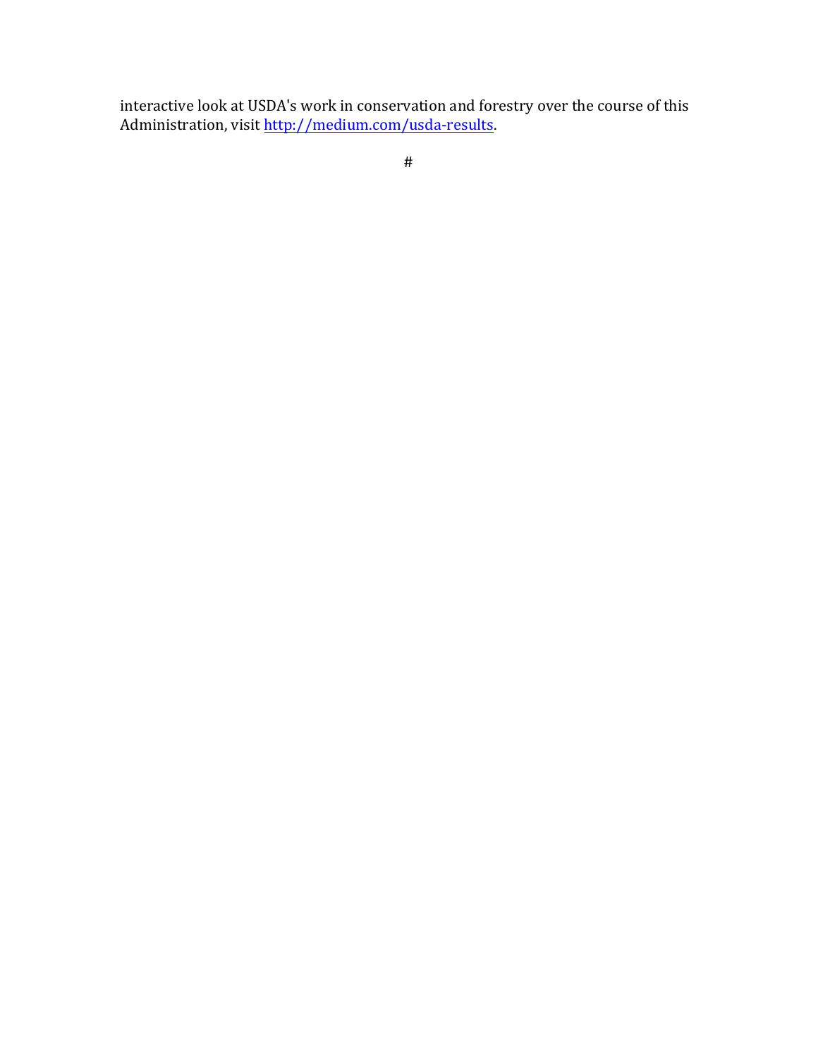interactive look at USDA's work in conservation and forestry over the course of this Administration, visit [http://medium.com/usda-results](http://medium.com/usda-results).

#